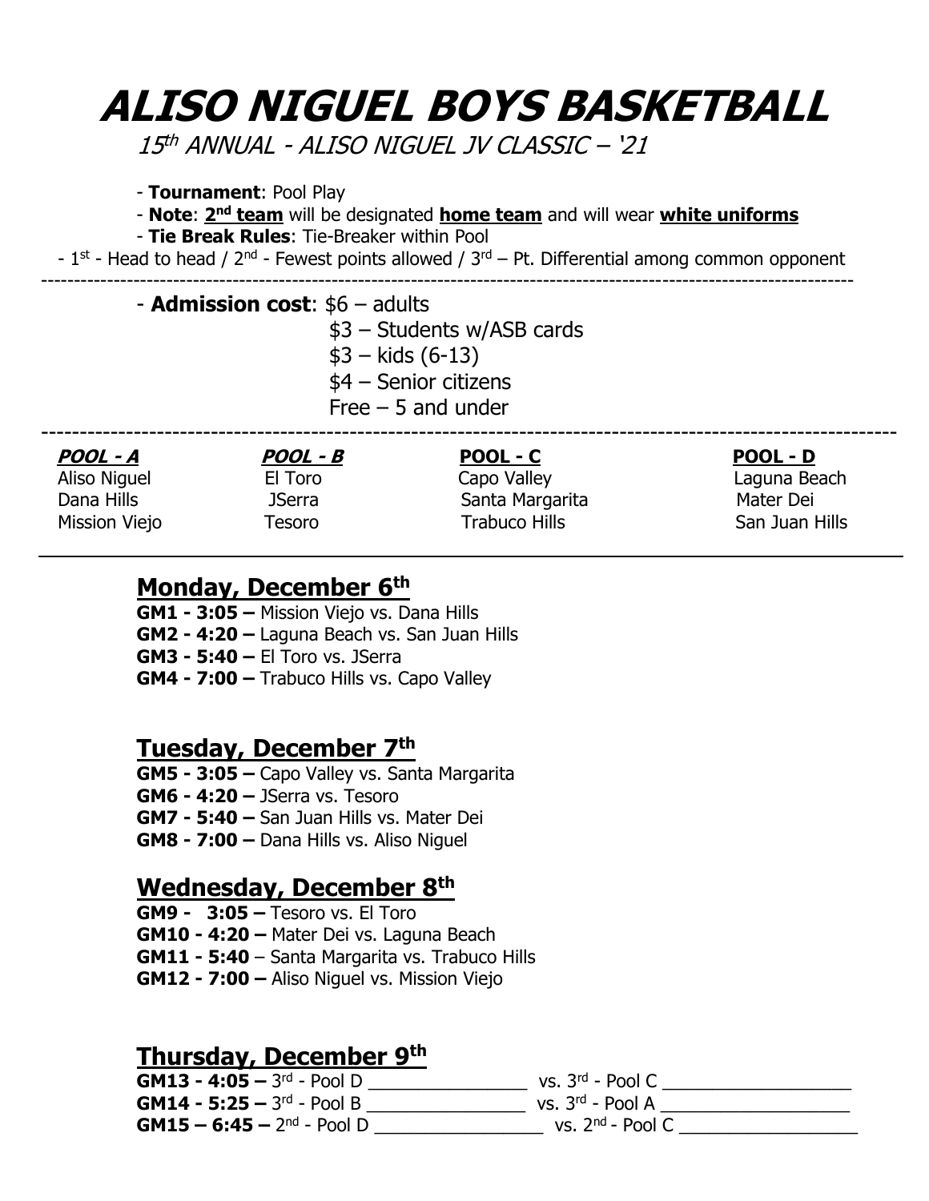# ALISO NIGUEL BOYS BASKETBALL

*15th ANNUAL - ALISO NIGUEL JV CLASSIC – '21*

- **Tournament**: Pool Play
- **Note**: **2nd team** will be designated **home team** and will wear **white uniforms**
- **Tie Break Rules**: Tie-Breaker within Pool
- 1st - Head to head / 2nd - Fewest points allowed / 3rd – Pt. Differential among common opponent

---

- **Admission cost**: $6 – adults
  - $3 – Students w/ASB cards
  - $3 – kids (6-13)
  - $4 – Senior citizens
  - Free – 5 and under

---

| ***POOL - A*** | ***POOL - B*** | **POOL - C** | **POOL - D** |
|---|---|---|---|
| Aliso Niguel | El Toro | Capo Valley | Laguna Beach |
| Dana Hills | JSerra | Santa Margarita | Mater Dei |
| Mission Viejo | Tesoro | Trabuco Hills | San Juan Hills |

---

## Monday, December 6th

**GM1 - 3:05 –** Mission Viejo vs. Dana Hills
**GM2 - 4:20 –** Laguna Beach vs. San Juan Hills
**GM3 - 5:40 –** El Toro vs. JSerra
**GM4 - 7:00 –** Trabuco Hills vs. Capo Valley

## Tuesday, December 7th

**GM5 - 3:05 –** Capo Valley vs. Santa Margarita
**GM6 - 4:20 –** JSerra vs. Tesoro
**GM7 - 5:40 –** San Juan Hills vs. Mater Dei
**GM8 - 7:00 –** Dana Hills vs. Aliso Niguel

## Wednesday, December 8th

**GM9 - 3:05 –** Tesoro vs. El Toro
**GM10 - 4:20 –** Mater Dei vs. Laguna Beach
**GM11 - 5:40** – Santa Margarita vs. Trabuco Hills
**GM12 - 7:00 –** Aliso Niguel vs. Mission Viejo

## Thursday, December 9th

**GM13 - 4:05 –** 3rd - Pool D ________________ vs. 3rd - Pool C ___________________
**GM14 - 5:25 –** 3rd - Pool B ________________ vs. 3rd - Pool A ___________________
**GM15 – 6:45 –** 2nd - Pool D _________________ vs. 2nd - Pool C __________________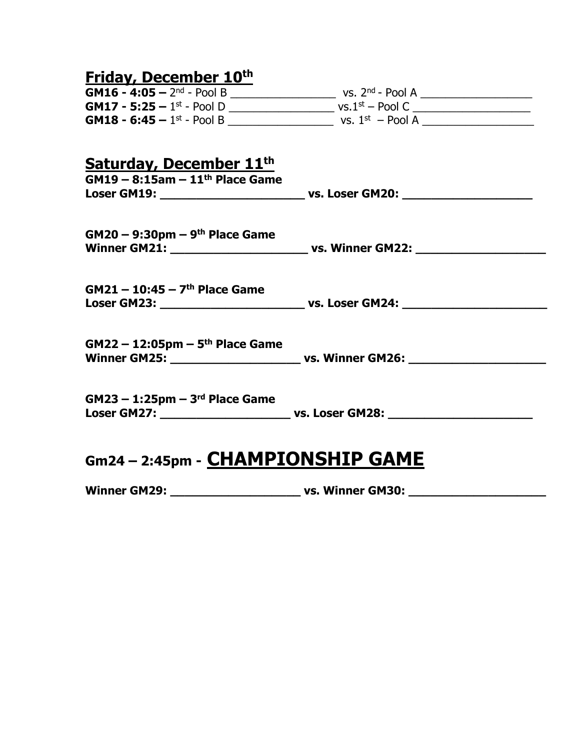## Friday, December 10th

**GM16 - 4:05 –** 2nd - Pool B ________________ vs. 2nd - Pool A _________________
**GM17 - 5:25 –** 1st - Pool D ________________ vs.1st – Pool C __________________
**GM18 - 6:45 –** 1st - Pool B ________________ vs. 1st – Pool A _________________

## Saturday, December 11th

**GM19 – 8:15am – 11th Place Game**
**Loser GM19: _____________________ vs. Loser GM20: ___________________**

**GM20 – 9:30pm – 9th Place Game**
**Winner GM21: ____________________ vs. Winner GM22: ___________________**

**GM21 – 10:45 – 7th Place Game**
**Loser GM23: _____________________ vs. Loser GM24: _____________________**

**GM22 – 12:05pm – 5th Place Game**
**Winner GM25: ___________________ vs. Winner GM26: ____________________**

**GM23 – 1:25pm – 3rd Place Game**
**Loser GM27: ___________________ vs. Loser GM28: _____________________**

## Gm24 – 2:45pm - CHAMPIONSHIP GAME

**Winner GM29: ___________________ vs. Winner GM30: ____________________**